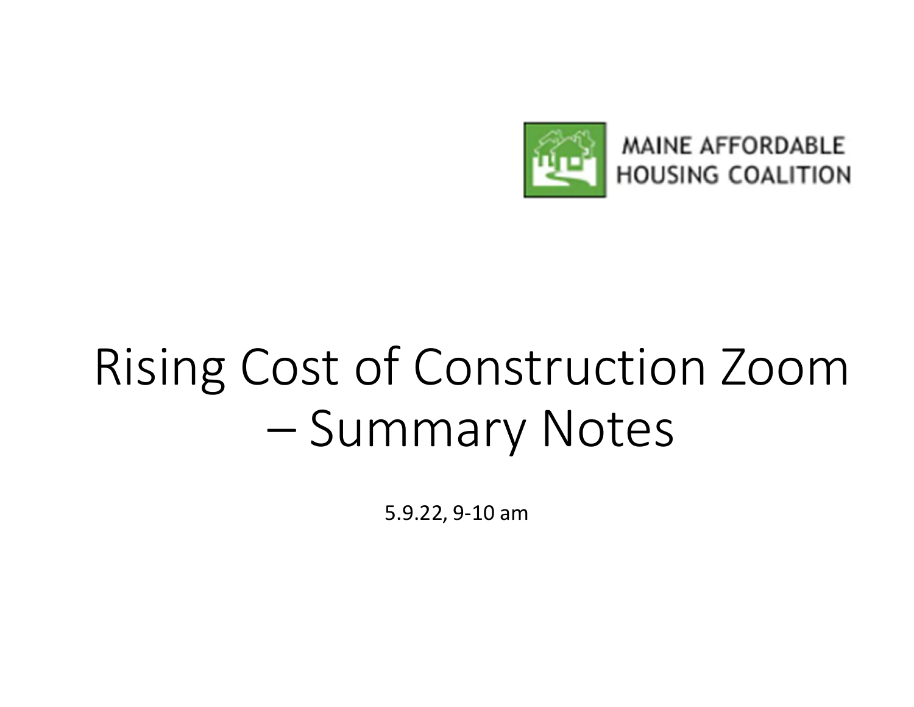MAINE AFFORDABLE HOUSING COALITION

# Rising Cost of Construction Zoom – Summary Notes

5.9.22, 9-10 am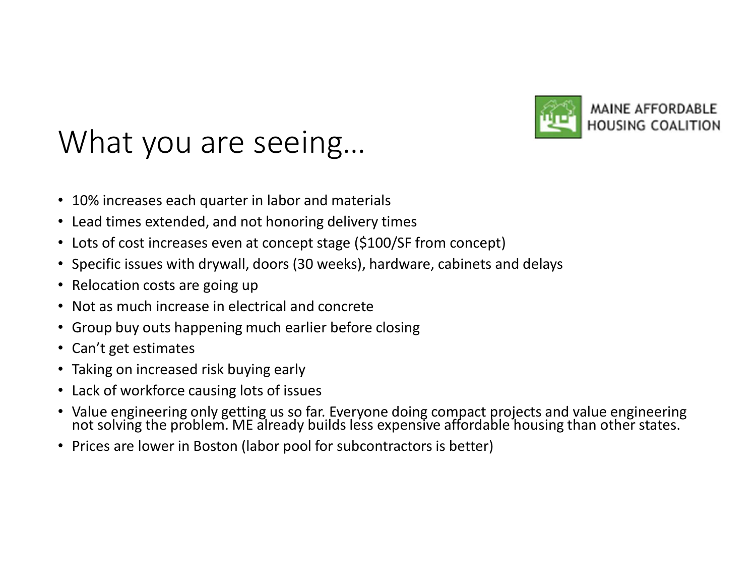# What you are seeing…

MAINE AFFORDABLE HOUSING COALITION

- 10% increases each quarter in labor and materials
- Lead times extended, and not honoring delivery times
- Lots of cost increases even at concept stage ($100/SF from concept)
- Specific issues with drywall, doors (30 weeks), hardware, cabinets and delays
- Relocation costs are going up
- Not as much increase in electrical and concrete
- Group buy outs happening much earlier before closing
- Can't get estimates
- Taking on increased risk buying early
- Lack of workforce causing lots of issues
- Value engineering only getting us so far. Everyone doing compact projects and value engineering not solving the problem. ME already builds less expensive affordable housing than other states.
- Prices are lower in Boston (labor pool for subcontractors is better)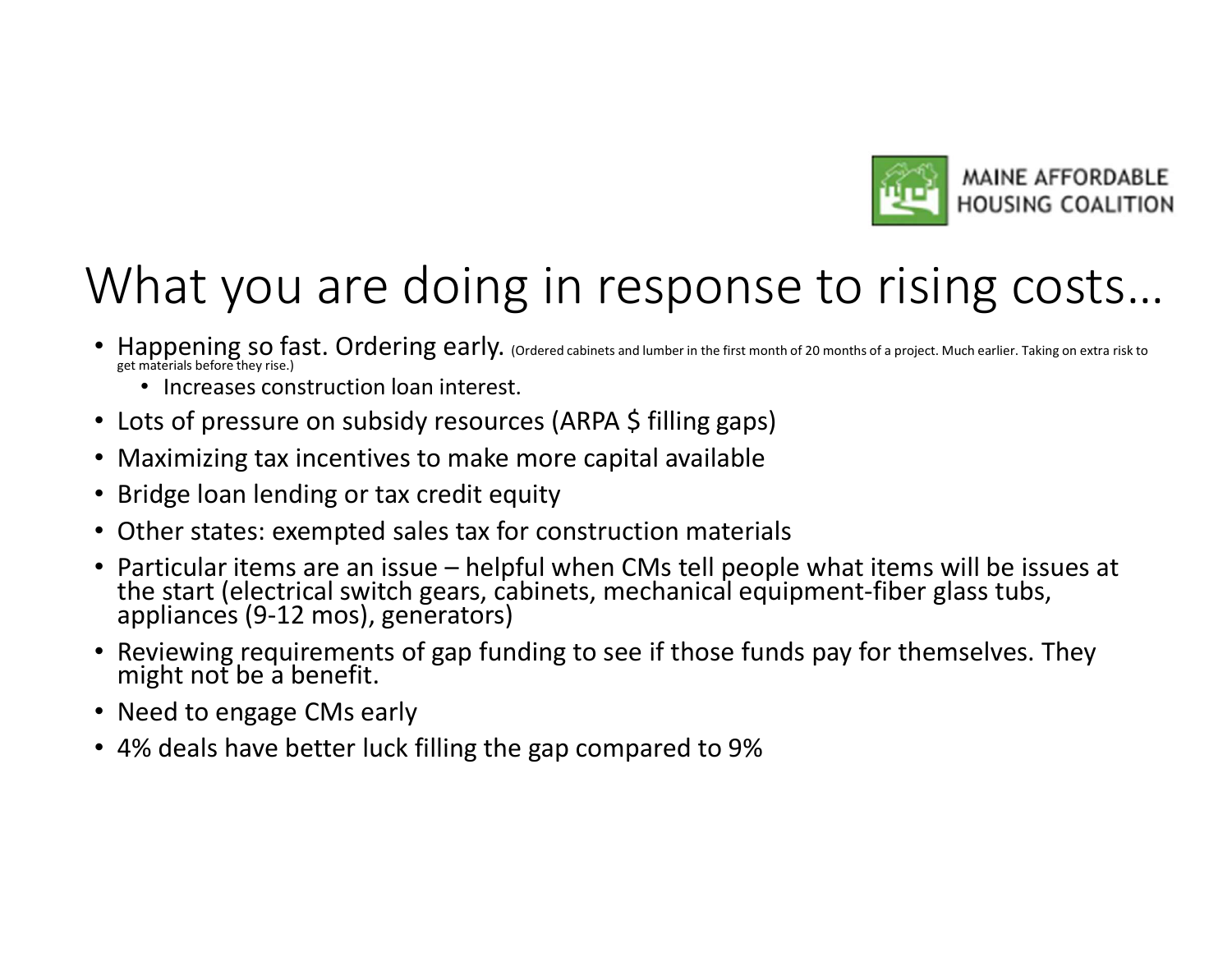# What you are doing in response to rising costs…

- Happening so fast. Ordering early. (Ordered cabinets and lumber in the first month of 20 months of a project. Much earlier. Taking on extra risk to get materials before they rise.)
  - Increases construction loan interest.
- Lots of pressure on subsidy resources (ARPA $ filling gaps)
- Maximizing tax incentives to make more capital available
- Bridge loan lending or tax credit equity
- Other states: exempted sales tax for construction materials
- Particular items are an issue – helpful when CMs tell people what items will be issues at the start (electrical switch gears, cabinets, mechanical equipment-fiber glass tubs, appliances (9-12 mos), generators)
- Reviewing requirements of gap funding to see if those funds pay for themselves. They might not be a benefit.
- Need to engage CMs early
- 4% deals have better luck filling the gap compared to 9%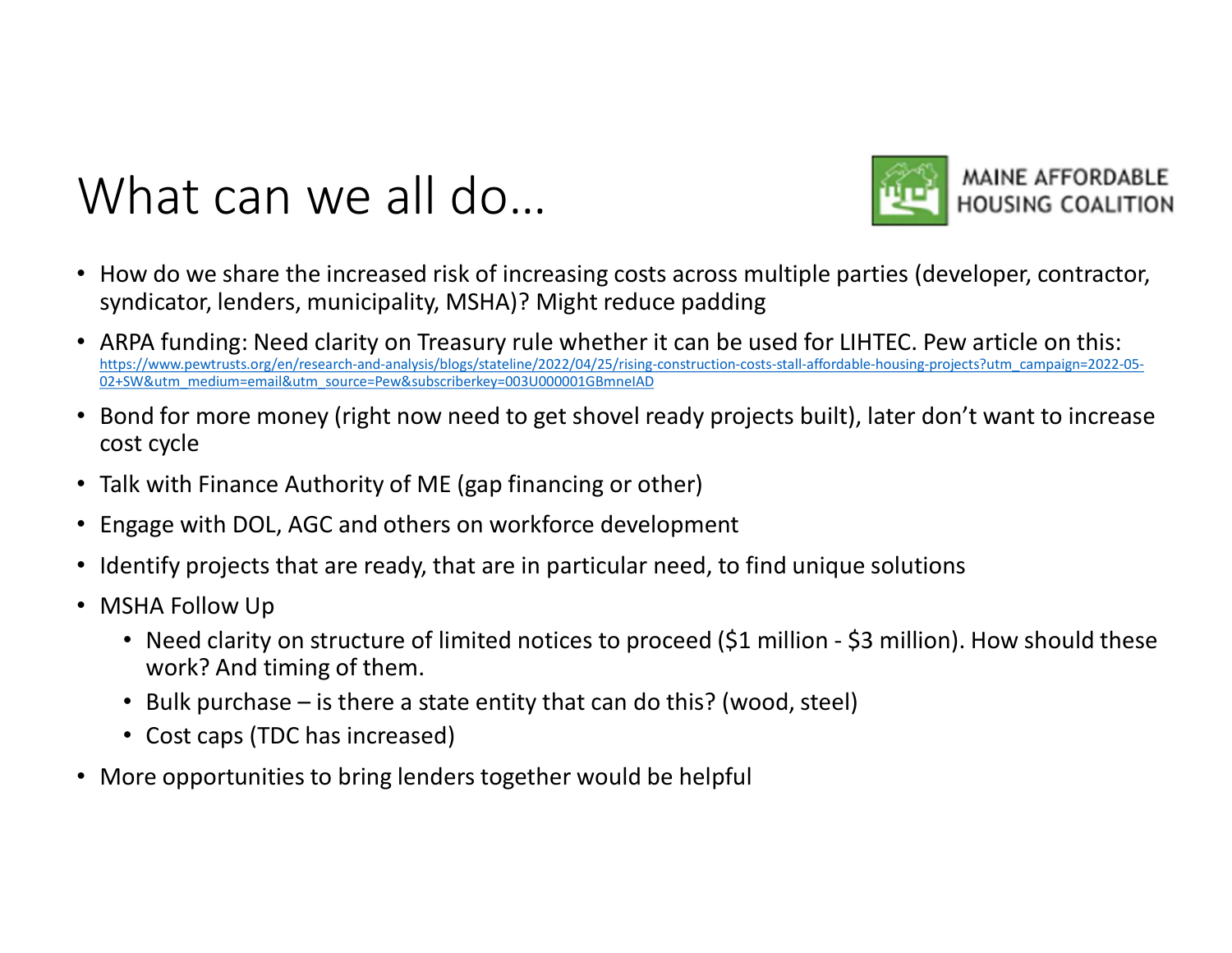# What can we all do…

MAINE AFFORDABLE HOUSING COALITION

- How do we share the increased risk of increasing costs across multiple parties (developer, contractor, syndicator, lenders, municipality, MSHA)? Might reduce padding
- ARPA funding: Need clarity on Treasury rule whether it can be used for LIHTEC. Pew article on this: https://www.pewtrusts.org/en/research-and-analysis/blogs/stateline/2022/04/25/rising-construction-costs-stall-affordable-housing-projects?utm_campaign=2022-05-02+SW&utm_medium=email&utm_source=Pew&subscriberkey=003U000001GBmneIAD
- Bond for more money (right now need to get shovel ready projects built), later don't want to increase cost cycle
- Talk with Finance Authority of ME (gap financing or other)
- Engage with DOL, AGC and others on workforce development
- Identify projects that are ready, that are in particular need, to find unique solutions
- MSHA Follow Up
  - Need clarity on structure of limited notices to proceed ($1 million - $3 million). How should these work? And timing of them.
  - Bulk purchase – is there a state entity that can do this? (wood, steel)
  - Cost caps (TDC has increased)
- More opportunities to bring lenders together would be helpful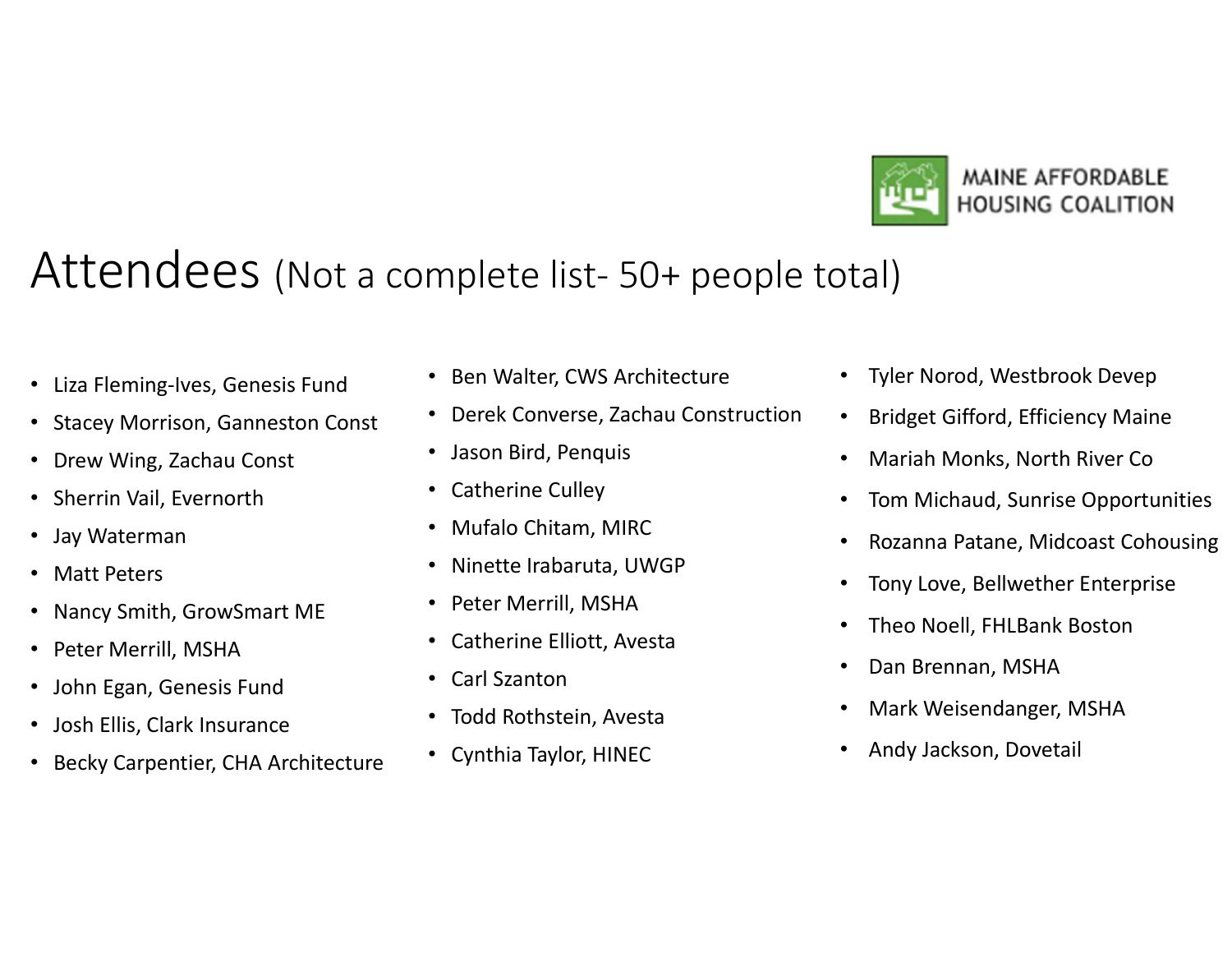MAINE AFFORDABLE HOUSING COALITION

# Attendees (Not a complete list- 50+ people total)

- Liza Fleming-Ives, Genesis Fund
- Stacey Morrison, Ganneston Const
- Drew Wing, Zachau Const
- Sherrin Vail, Evernorth
- Jay Waterman
- Matt Peters
- Nancy Smith, GrowSmart ME
- Peter Merrill, MSHA
- John Egan, Genesis Fund
- Josh Ellis, Clark Insurance
- Becky Carpentier, CHA Architecture
- Ben Walter, CWS Architecture
- Derek Converse, Zachau Construction
- Jason Bird, Penquis
- Catherine Culley
- Mufalo Chitam, MIRC
- Ninette Irabaruta, UWGP
- Peter Merrill, MSHA
- Catherine Elliott, Avesta
- Carl Szanton
- Todd Rothstein, Avesta
- Cynthia Taylor, HINEC
- Tyler Norod, Westbrook Devep
- Bridget Gifford, Efficiency Maine
- Mariah Monks, North River Co
- Tom Michaud, Sunrise Opportunities
- Rozanna Patane, Midcoast Cohousing
- Tony Love, Bellwether Enterprise
- Theo Noell, FHLBank Boston
- Dan Brennan, MSHA
- Mark Weisendanger, MSHA
- Andy Jackson, Dovetail